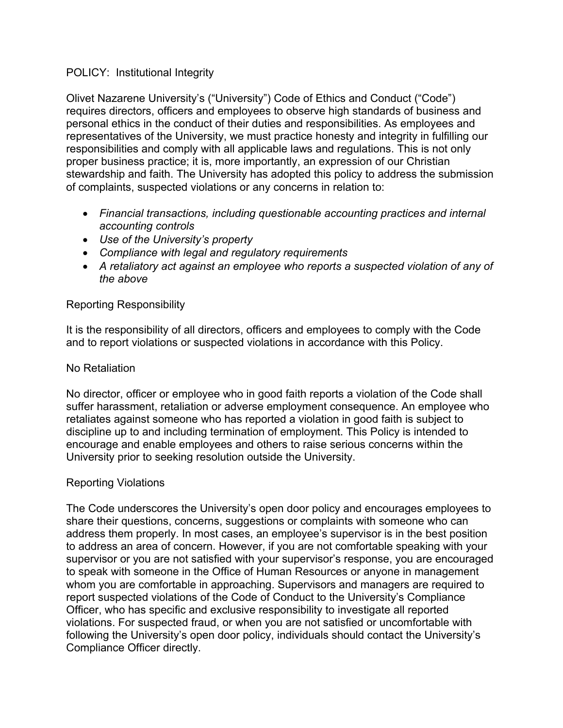# POLICY: Institutional Integrity

Olivet Nazarene University's ("University") Code of Ethics and Conduct ("Code") requires directors, officers and employees to observe high standards of business and personal ethics in the conduct of their duties and responsibilities. As employees and representatives of the University, we must practice honesty and integrity in fulfilling our responsibilities and comply with all applicable laws and regulations. This is not only proper business practice; it is, more importantly, an expression of our Christian stewardship and faith. The University has adopted this policy to address the submission of complaints, suspected violations or any concerns in relation to:

- *Financial transactions, including questionable accounting practices and internal accounting controls*
- *Use of the University's property*
- *Compliance with legal and regulatory requirements*
- *A retaliatory act against an employee who reports a suspected violation of any of the above*

## Reporting Responsibility

It is the responsibility of all directors, officers and employees to comply with the Code and to report violations or suspected violations in accordance with this Policy.

## No Retaliation

No director, officer or employee who in good faith reports a violation of the Code shall suffer harassment, retaliation or adverse employment consequence. An employee who retaliates against someone who has reported a violation in good faith is subject to discipline up to and including termination of employment. This Policy is intended to encourage and enable employees and others to raise serious concerns within the University prior to seeking resolution outside the University.

## Reporting Violations

The Code underscores the University's open door policy and encourages employees to share their questions, concerns, suggestions or complaints with someone who can address them properly. In most cases, an employee's supervisor is in the best position to address an area of concern. However, if you are not comfortable speaking with your supervisor or you are not satisfied with your supervisor's response, you are encouraged to speak with someone in the Office of Human Resources or anyone in management whom you are comfortable in approaching. Supervisors and managers are required to report suspected violations of the Code of Conduct to the University's Compliance Officer, who has specific and exclusive responsibility to investigate all reported violations. For suspected fraud, or when you are not satisfied or uncomfortable with following the University's open door policy, individuals should contact the University's Compliance Officer directly.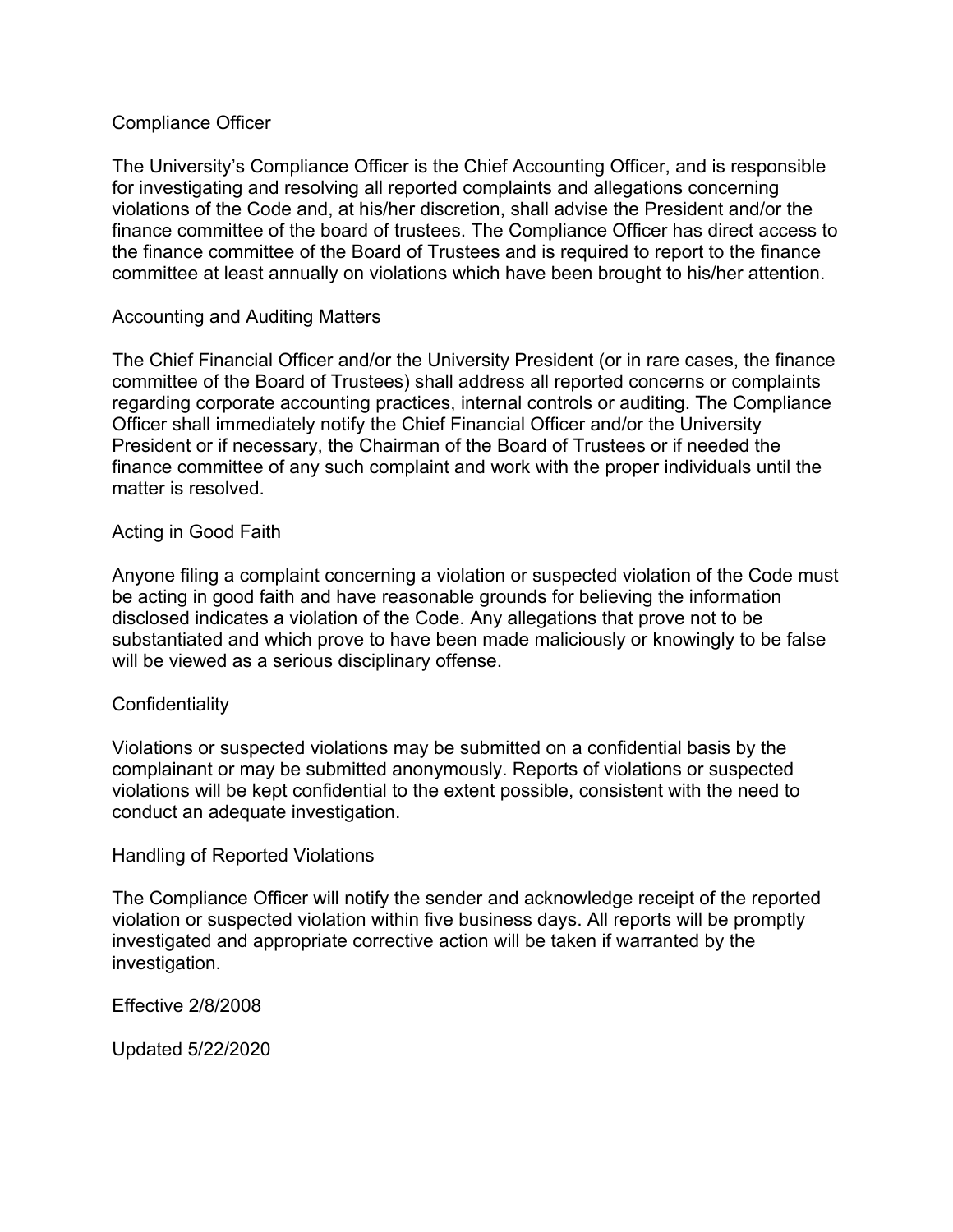## Compliance Officer

The University's Compliance Officer is the Chief Accounting Officer, and is responsible for investigating and resolving all reported complaints and allegations concerning violations of the Code and, at his/her discretion, shall advise the President and/or the finance committee of the board of trustees. The Compliance Officer has direct access to the finance committee of the Board of Trustees and is required to report to the finance committee at least annually on violations which have been brought to his/her attention.

## Accounting and Auditing Matters

The Chief Financial Officer and/or the University President (or in rare cases, the finance committee of the Board of Trustees) shall address all reported concerns or complaints regarding corporate accounting practices, internal controls or auditing. The Compliance Officer shall immediately notify the Chief Financial Officer and/or the University President or if necessary, the Chairman of the Board of Trustees or if needed the finance committee of any such complaint and work with the proper individuals until the matter is resolved.

## Acting in Good Faith

Anyone filing a complaint concerning a violation or suspected violation of the Code must be acting in good faith and have reasonable grounds for believing the information disclosed indicates a violation of the Code. Any allegations that prove not to be substantiated and which prove to have been made maliciously or knowingly to be false will be viewed as a serious disciplinary offense.

## Confidentiality

Violations or suspected violations may be submitted on a confidential basis by the complainant or may be submitted anonymously. Reports of violations or suspected violations will be kept confidential to the extent possible, consistent with the need to conduct an adequate investigation.

## Handling of Reported Violations

The Compliance Officer will notify the sender and acknowledge receipt of the reported violation or suspected violation within five business days. All reports will be promptly investigated and appropriate corrective action will be taken if warranted by the investigation.

Effective 2/8/2008

Updated 5/22/2020